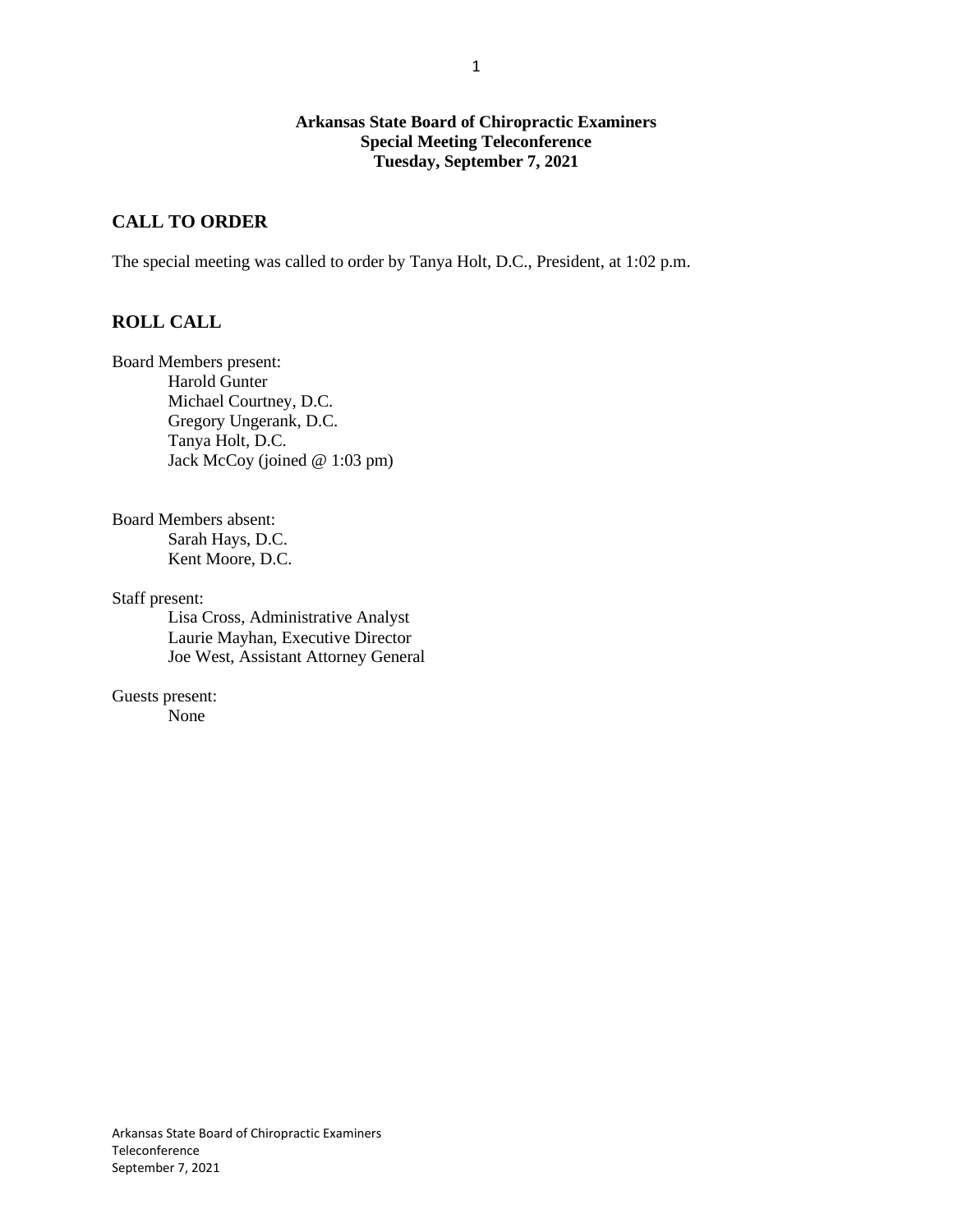**Arkansas State Board of Chiropractic Examiners**
**Special Meeting Teleconference**
**Tuesday, September 7, 2021**

## CALL TO ORDER

The special meeting was called to order by Tanya Holt, D.C., President, at 1:02 p.m.

## ROLL CALL

Board Members present:
- Harold Gunter
- Michael Courtney, D.C.
- Gregory Ungerank, D.C.
- Tanya Holt, D.C.
- Jack McCoy (joined @ 1:03 pm)

Board Members absent:
- Sarah Hays, D.C.
- Kent Moore, D.C.

Staff present:
- Lisa Cross, Administrative Analyst
- Laurie Mayhan, Executive Director
- Joe West, Assistant Attorney General

Guests present:
- None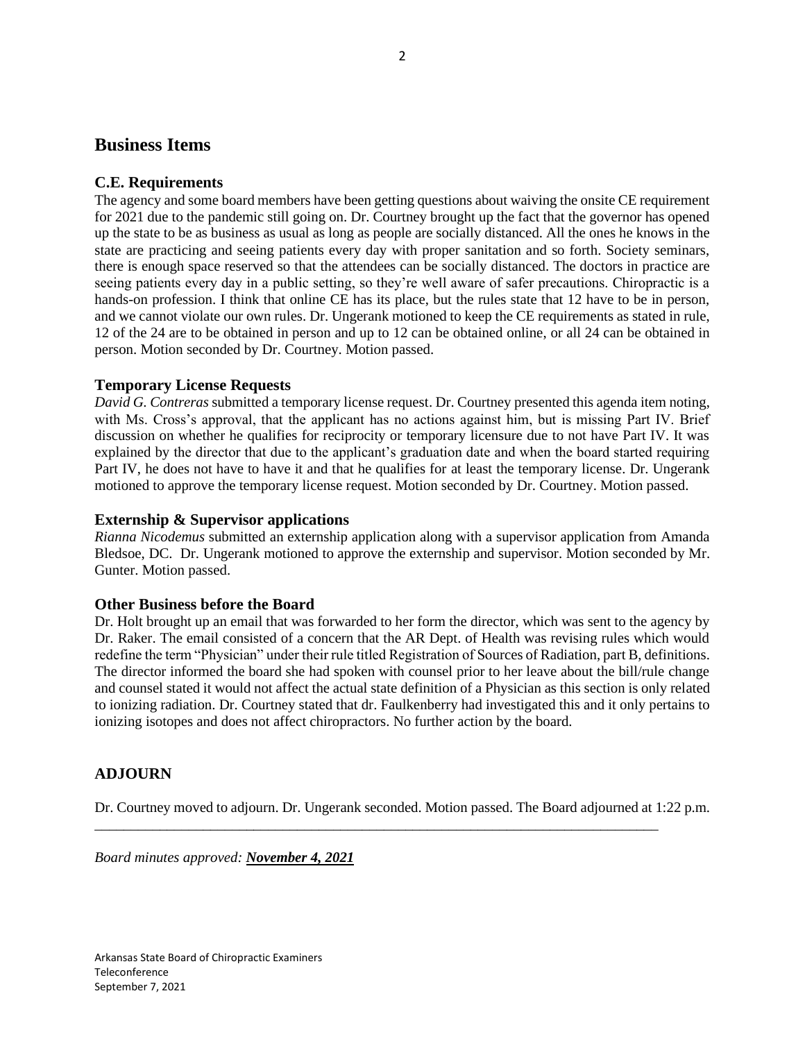## Business Items

### C.E. Requirements

The agency and some board members have been getting questions about waiving the onsite CE requirement for 2021 due to the pandemic still going on. Dr. Courtney brought up the fact that the governor has opened up the state to be as business as usual as long as people are socially distanced. All the ones he knows in the state are practicing and seeing patients every day with proper sanitation and so forth. Society seminars, there is enough space reserved so that the attendees can be socially distanced. The doctors in practice are seeing patients every day in a public setting, so they're well aware of safer precautions. Chiropractic is a hands-on profession. I think that online CE has its place, but the rules state that 12 have to be in person, and we cannot violate our own rules. Dr. Ungerank motioned to keep the CE requirements as stated in rule, 12 of the 24 are to be obtained in person and up to 12 can be obtained online, or all 24 can be obtained in person. Motion seconded by Dr. Courtney. Motion passed.

### Temporary License Requests

*David G. Contreras* submitted a temporary license request. Dr. Courtney presented this agenda item noting, with Ms. Cross's approval, that the applicant has no actions against him, but is missing Part IV. Brief discussion on whether he qualifies for reciprocity or temporary licensure due to not have Part IV. It was explained by the director that due to the applicant's graduation date and when the board started requiring Part IV, he does not have to have it and that he qualifies for at least the temporary license. Dr. Ungerank motioned to approve the temporary license request. Motion seconded by Dr. Courtney. Motion passed.

### Externship & Supervisor applications

*Rianna Nicodemus* submitted an externship application along with a supervisor application from Amanda Bledsoe, DC. Dr. Ungerank motioned to approve the externship and supervisor. Motion seconded by Mr. Gunter. Motion passed.

### Other Business before the Board

Dr. Holt brought up an email that was forwarded to her form the director, which was sent to the agency by Dr. Raker. The email consisted of a concern that the AR Dept. of Health was revising rules which would redefine the term "Physician" under their rule titled Registration of Sources of Radiation, part B, definitions. The director informed the board she had spoken with counsel prior to her leave about the bill/rule change and counsel stated it would not affect the actual state definition of a Physician as this section is only related to ionizing radiation. Dr. Courtney stated that dr. Faulkenberry had investigated this and it only pertains to ionizing isotopes and does not affect chiropractors. No further action by the board.

### ADJOURN

Dr. Courtney moved to adjourn. Dr. Ungerank seconded. Motion passed. The Board adjourned at 1:22 p.m.

---

*Board minutes approved:* ***November 4, 2021***

Arkansas State Board of Chiropractic Examiners
Teleconference
September 7, 2021